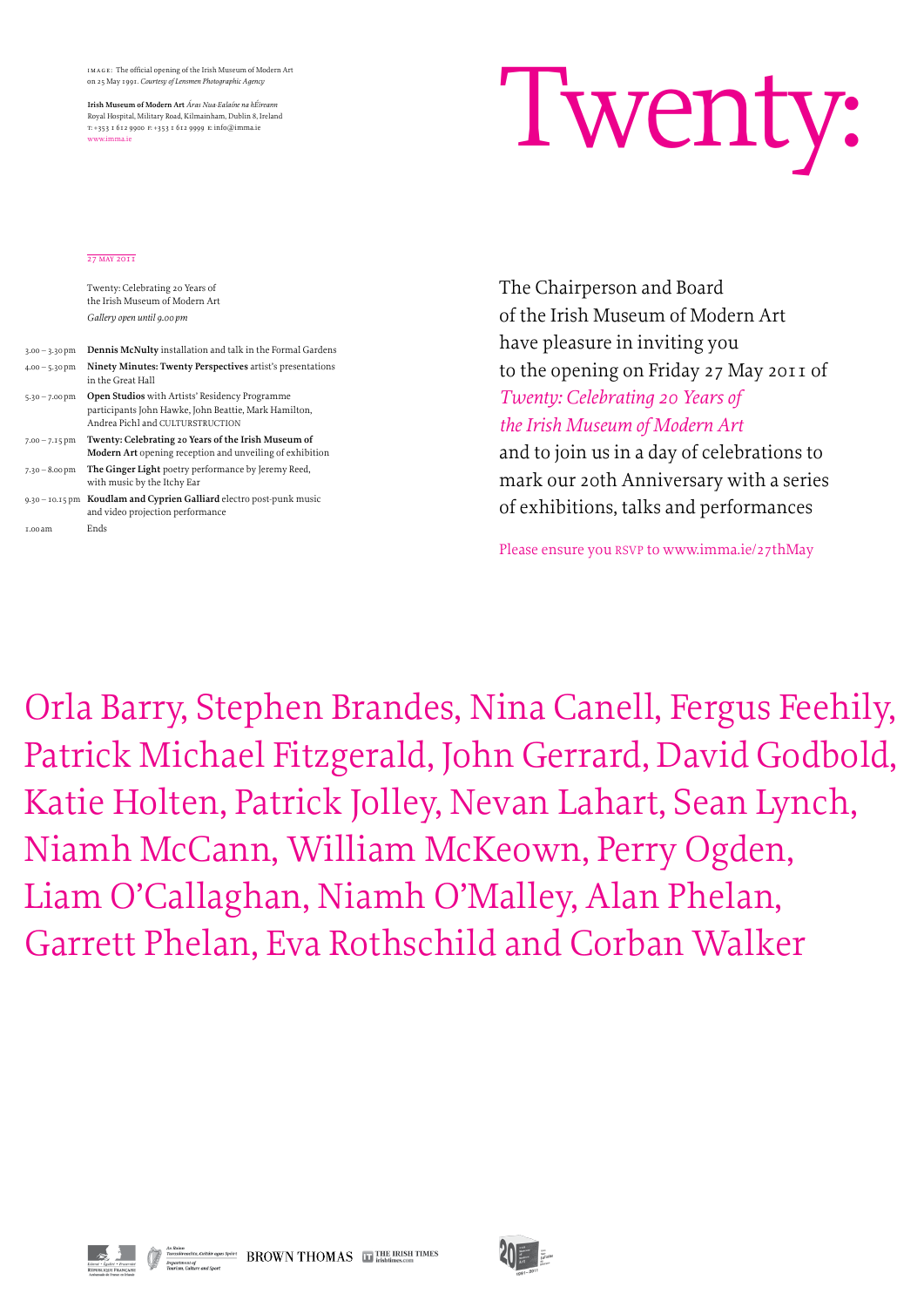IMAGE: The official opening of the Irish Museum of Modern Art on 25 May 1991. *Courtesy of Lensmen Photographic Agency*

**Irish Museum of Modern Art** *Áras Nua-Ealaíne na hÉireann*
Royal Hospital, Military Road, Kilmainham, Dublin 8, Ireland
T: +353 1 612 9900 F: +353 1 612 9999 E: info@imma.ie
www.imma.ie

# Twenty:

27 MAY 2011

Twenty: Celebrating 20 Years of the Irish Museum of Modern Art
*Gallery open until 9.00pm*

| | |
|---|---|
| 3.00 – 3.30pm | **Dennis McNulty** installation and talk in the Formal Gardens |
| 4.00 – 5.30pm | **Ninety Minutes: Twenty Perspectives** artist's presentations in the Great Hall |
| 5.30 – 7.00pm | **Open Studios** with Artists' Residency Programme participants John Hawke, John Beattie, Mark Hamilton, Andrea Pichl and CULTURSTRUCTION |
| 7.00 – 7.15pm | **Twenty: Celebrating 20 Years of the Irish Museum of Modern Art** opening reception and unveiling of exhibition |
| 7.30 – 8.00pm | **The Ginger Light** poetry performance by Jeremy Reed, with music by the Itchy Ear |
| 9.30 – 10.15pm | **Koudlam and Cyprien Galliard** electro post-punk music and video projection performance |
| 1.00am | Ends |

The Chairperson and Board of the Irish Museum of Modern Art have pleasure in inviting you to the opening on Friday 27 May 2011 of *Twenty: Celebrating 20 Years of the Irish Museum of Modern Art* and to join us in a day of celebrations to mark our 20th Anniversary with a series of exhibitions, talks and performances

Please ensure you RSVP to www.imma.ie/27thMay

Orla Barry, Stephen Brandes, Nina Canell, Fergus Feehily, Patrick Michael Fitzgerald, John Gerrard, David Godbold, Katie Holten, Patrick Jolley, Nevan Lahart, Sean Lynch, Niamh McCann, William McKeown, Perry Ogden, Liam O'Callaghan, Niamh O'Malley, Alan Phelan, Garrett Phelan, Eva Rothschild and Corban Walker

BROWN THOMAS THE IRISH TIMES